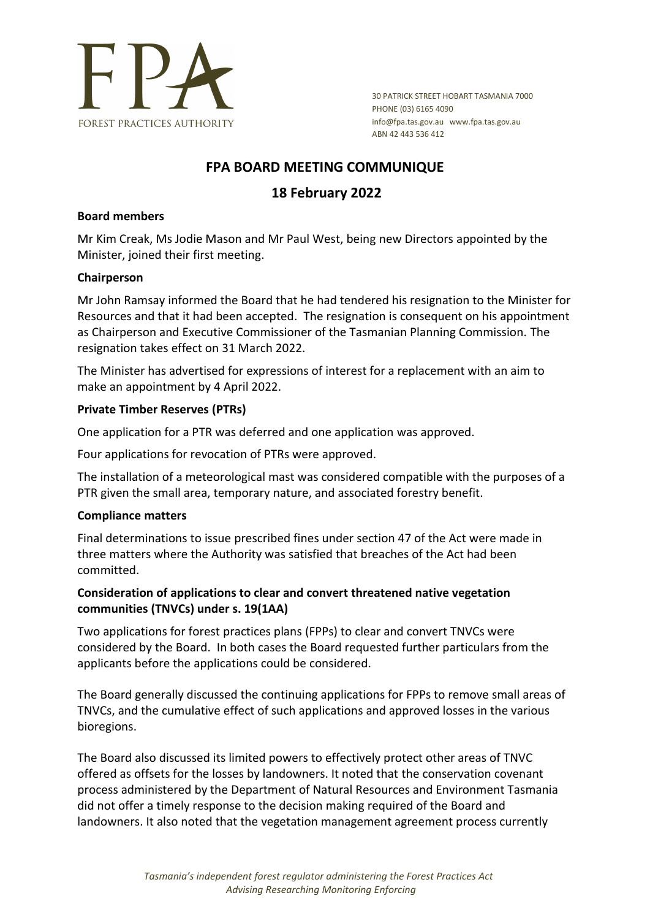FPA

FOREST PRACTICES AUTHORITY

30 PATRICK STREET HOBART TASMANIA 7000
PHONE (03) 6165 4090
info@fpa.tas.gov.au www.fpa.tas.gov.au
ABN 42 443 536 412

# FPA BOARD MEETING COMMUNIQUE

## 18 February 2022

### Board members

Mr Kim Creak, Ms Jodie Mason and Mr Paul West, being new Directors appointed by the Minister, joined their first meeting.

### Chairperson

Mr John Ramsay informed the Board that he had tendered his resignation to the Minister for Resources and that it had been accepted. The resignation is consequent on his appointment as Chairperson and Executive Commissioner of the Tasmanian Planning Commission. The resignation takes effect on 31 March 2022.

The Minister has advertised for expressions of interest for a replacement with an aim to make an appointment by 4 April 2022.

### Private Timber Reserves (PTRs)

One application for a PTR was deferred and one application was approved.

Four applications for revocation of PTRs were approved.

The installation of a meteorological mast was considered compatible with the purposes of a PTR given the small area, temporary nature, and associated forestry benefit.

### Compliance matters

Final determinations to issue prescribed fines under section 47 of the Act were made in three matters where the Authority was satisfied that breaches of the Act had been committed.

### Consideration of applications to clear and convert threatened native vegetation communities (TNVCs) under s. 19(1AA)

Two applications for forest practices plans (FPPs) to clear and convert TNVCs were considered by the Board. In both cases the Board requested further particulars from the applicants before the applications could be considered.

The Board generally discussed the continuing applications for FPPs to remove small areas of TNVCs, and the cumulative effect of such applications and approved losses in the various bioregions.

The Board also discussed its limited powers to effectively protect other areas of TNVC offered as offsets for the losses by landowners. It noted that the conservation covenant process administered by the Department of Natural Resources and Environment Tasmania did not offer a timely response to the decision making required of the Board and landowners. It also noted that the vegetation management agreement process currently

*Tasmania's independent forest regulator administering the Forest Practices Act*
*Advising Researching Monitoring Enforcing*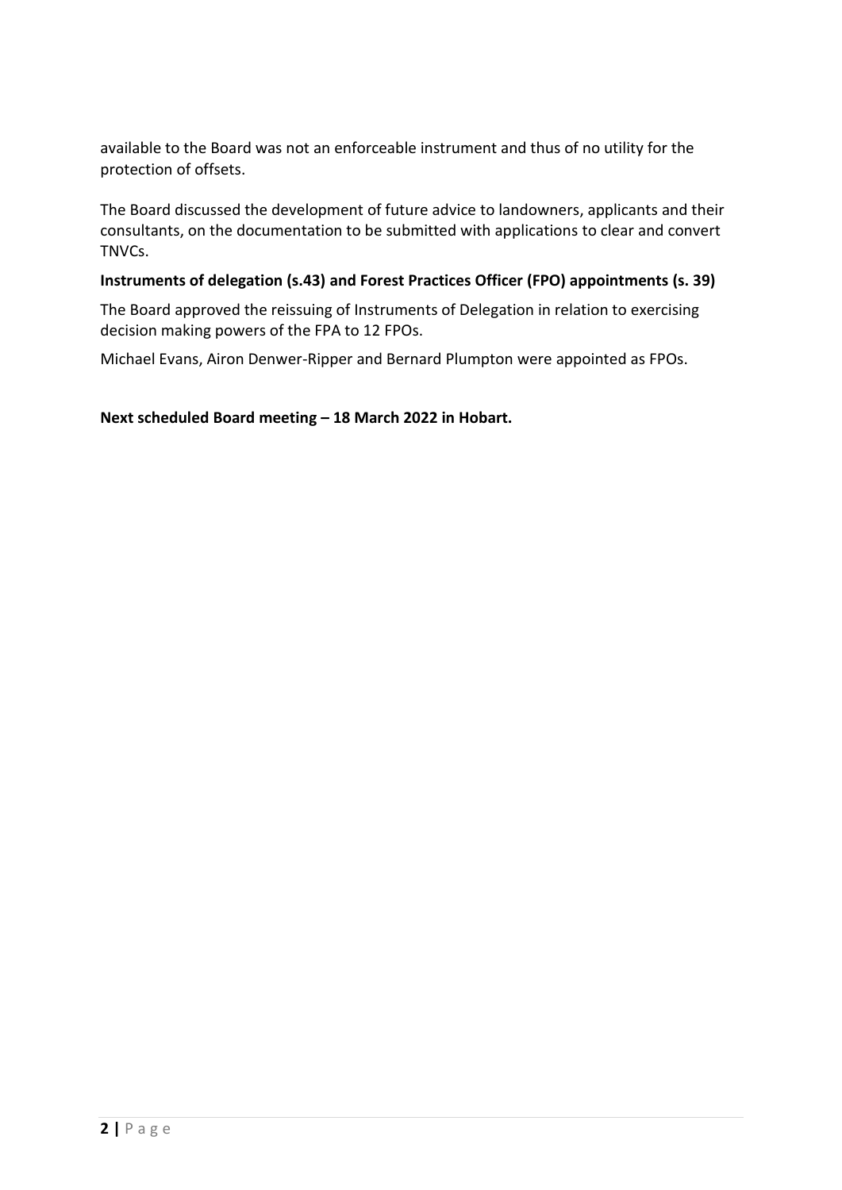available to the Board was not an enforceable instrument and thus of no utility for the protection of offsets.

The Board discussed the development of future advice to landowners, applicants and their consultants, on the documentation to be submitted with applications to clear and convert TNVCs.

**Instruments of delegation (s.43) and Forest Practices Officer (FPO) appointments (s. 39)**

The Board approved the reissuing of Instruments of Delegation in relation to exercising decision making powers of the FPA to 12 FPOs.

Michael Evans, Airon Denwer-Ripper and Bernard Plumpton were appointed as FPOs.

**Next scheduled Board meeting – 18 March 2022 in Hobart.**